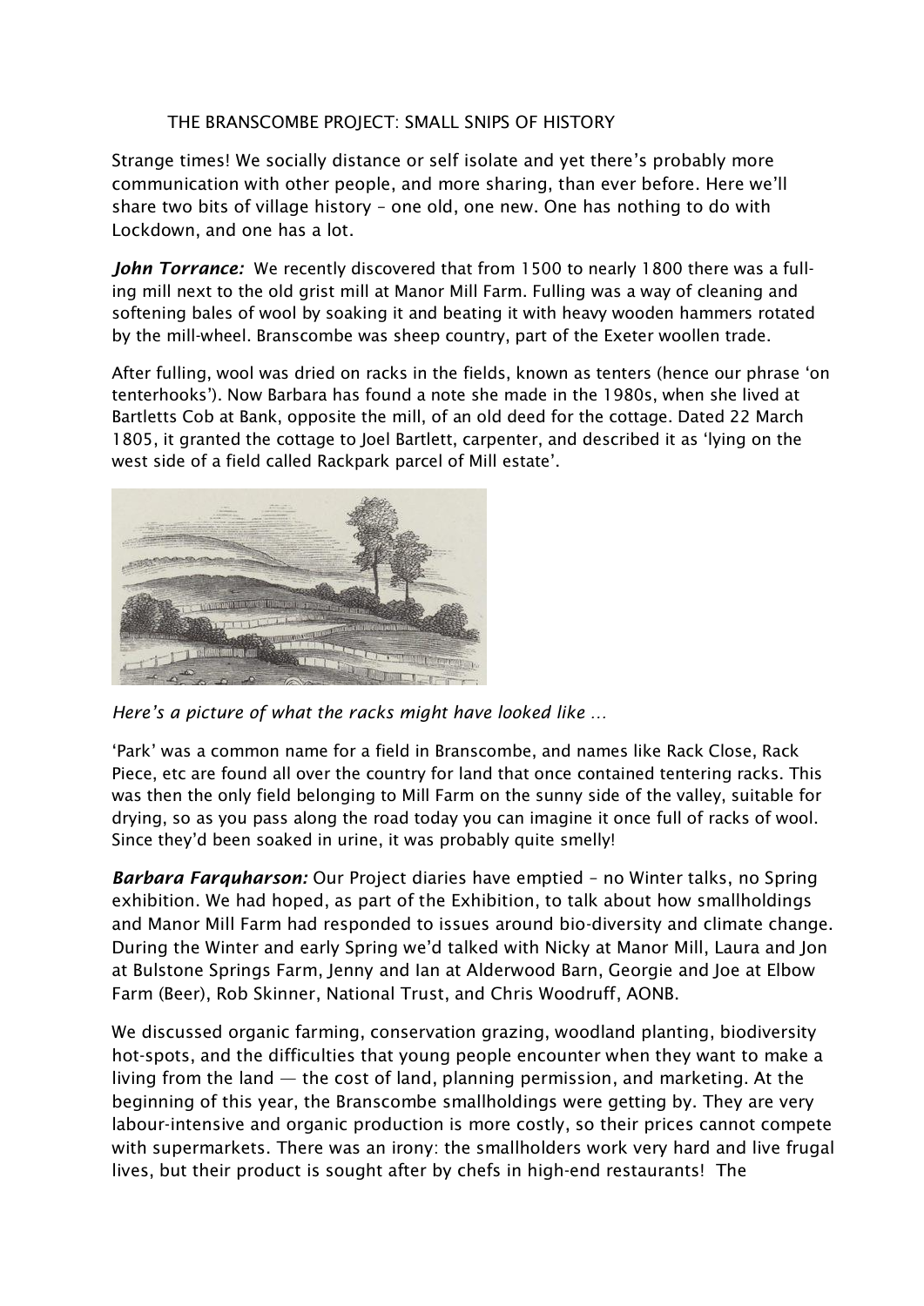# THE BRANSCOMBE PROJECT: SMALL SNIPS OF HISTORY

Strange times! We socially distance or self isolate and yet there's probably more communication with other people, and more sharing, than ever before. Here we'll share two bits of village history – one old, one new. One has nothing to do with Lockdown, and one has a lot.

***John Torrance:*** We recently discovered that from 1500 to nearly 1800 there was a fulling mill next to the old grist mill at Manor Mill Farm. Fulling was a way of cleaning and softening bales of wool by soaking it and beating it with heavy wooden hammers rotated by the mill-wheel. Branscombe was sheep country, part of the Exeter woollen trade.

After fulling, wool was dried on racks in the fields, known as tenters (hence our phrase 'on tenterhooks'). Now Barbara has found a note she made in the 1980s, when she lived at Bartletts Cob at Bank, opposite the mill, of an old deed for the cottage. Dated 22 March 1805, it granted the cottage to Joel Bartlett, carpenter, and described it as 'lying on the west side of a field called Rackpark parcel of Mill estate'.

*Here's a picture of what the racks might have looked like …*

'Park' was a common name for a field in Branscombe, and names like Rack Close, Rack Piece, etc are found all over the country for land that once contained tentering racks. This was then the only field belonging to Mill Farm on the sunny side of the valley, suitable for drying, so as you pass along the road today you can imagine it once full of racks of wool. Since they'd been soaked in urine, it was probably quite smelly!

***Barbara Farquharson:*** Our Project diaries have emptied – no Winter talks, no Spring exhibition. We had hoped, as part of the Exhibition, to talk about how smallholdings and Manor Mill Farm had responded to issues around bio-diversity and climate change. During the Winter and early Spring we'd talked with Nicky at Manor Mill, Laura and Jon at Bulstone Springs Farm, Jenny and Ian at Alderwood Barn, Georgie and Joe at Elbow Farm (Beer), Rob Skinner, National Trust, and Chris Woodruff, AONB.

We discussed organic farming, conservation grazing, woodland planting, biodiversity hot-spots, and the difficulties that young people encounter when they want to make a living from the land — the cost of land, planning permission, and marketing. At the beginning of this year, the Branscombe smallholdings were getting by. They are very labour-intensive and organic production is more costly, so their prices cannot compete with supermarkets. There was an irony: the smallholders work very hard and live frugal lives, but their product is sought after by chefs in high-end restaurants! The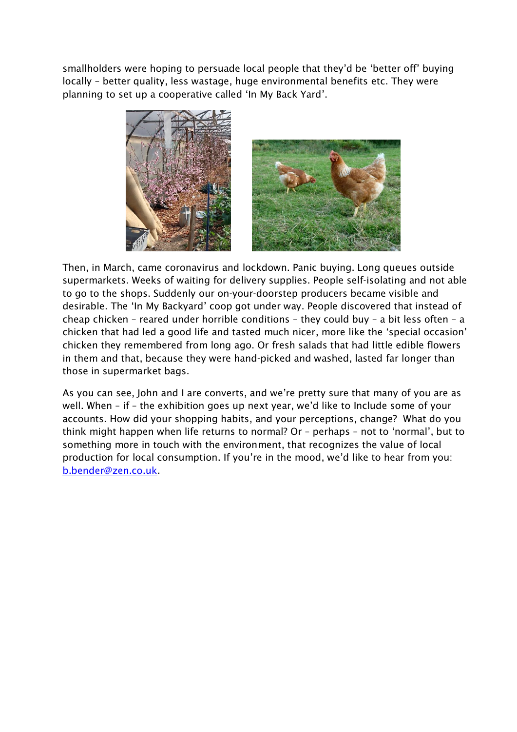smallholders were hoping to persuade local people that they'd be 'better off' buying locally – better quality, less wastage, huge environmental benefits etc. They were planning to set up a cooperative called 'In My Back Yard'.

Then, in March, came coronavirus and lockdown. Panic buying. Long queues outside supermarkets. Weeks of waiting for delivery supplies. People self-isolating and not able to go to the shops. Suddenly our on-your-doorstep producers became visible and desirable. The 'In My Backyard' coop got under way. People discovered that instead of cheap chicken – reared under horrible conditions – they could buy – a bit less often – a chicken that had led a good life and tasted much nicer, more like the 'special occasion' chicken they remembered from long ago. Or fresh salads that had little edible flowers in them and that, because they were hand-picked and washed, lasted far longer than those in supermarket bags.

As you can see, John and I are converts, and we're pretty sure that many of you are as well. When – if – the exhibition goes up next year, we'd like to Include some of your accounts. How did your shopping habits, and your perceptions, change? What do you think might happen when life returns to normal? Or – perhaps – not to 'normal', but to something more in touch with the environment, that recognizes the value of local production for local consumption. If you're in the mood, we'd like to hear from you: [b.bender@zen.co.uk](mailto:b.bender@zen.co.uk).